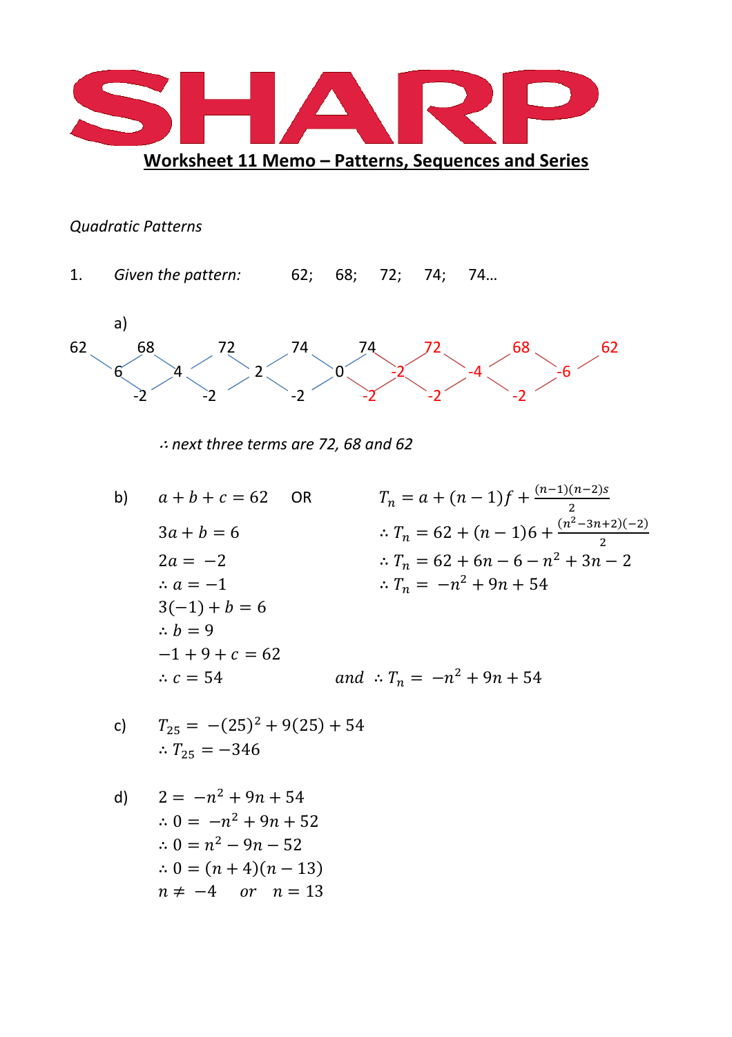# SHARP

## Worksheet 11 Memo – Patterns, Sequences and Series

*Quadratic Patterns*

1. *Given the pattern:* 62; 68; 72; 74; 74…

a)

| 62 | | 68 | | 72 | | 74 | | 74 | | 72 | | 68 | | 62 |
|---|---|---|---|---|---|---|---|---|---|---|---|---|---|---|
| | 6 | | 4 | | 2 | | 0 | | -2 | | -4 | | -6 | |
| | | -2 | | -2 | | -2 | | -2 | | -2 | | -2 | | |

$\therefore$ *next three terms are 72, 68 and 62*

b)

$a + b + c = 62$ OR $T_n = a + (n-1)f + \frac{(n-1)(n-2)s}{2}$

$3a + b = 6$ $\therefore T_n = 62 + (n-1)6 + \frac{(n^2-3n+2)(-2)}{2}$

$2a = -2$ $\therefore T_n = 62 + 6n - 6 - n^2 + 3n - 2$

$\therefore a = -1$ $\therefore T_n = -n^2 + 9n + 54$

$3(-1) + b = 6$

$\therefore b = 9$

$-1 + 9 + c = 62$

$\therefore c = 54$ *and* $\therefore T_n = -n^2 + 9n + 54$

c)

$T_{25} = -(25)^2 + 9(25) + 54$

$\therefore T_{25} = -346$

d)

$2 = -n^2 + 9n + 54$

$\therefore 0 = -n^2 + 9n + 52$

$\therefore 0 = n^2 - 9n - 52$

$\therefore 0 = (n+4)(n-13)$

$n \neq -4$ *or* $n = 13$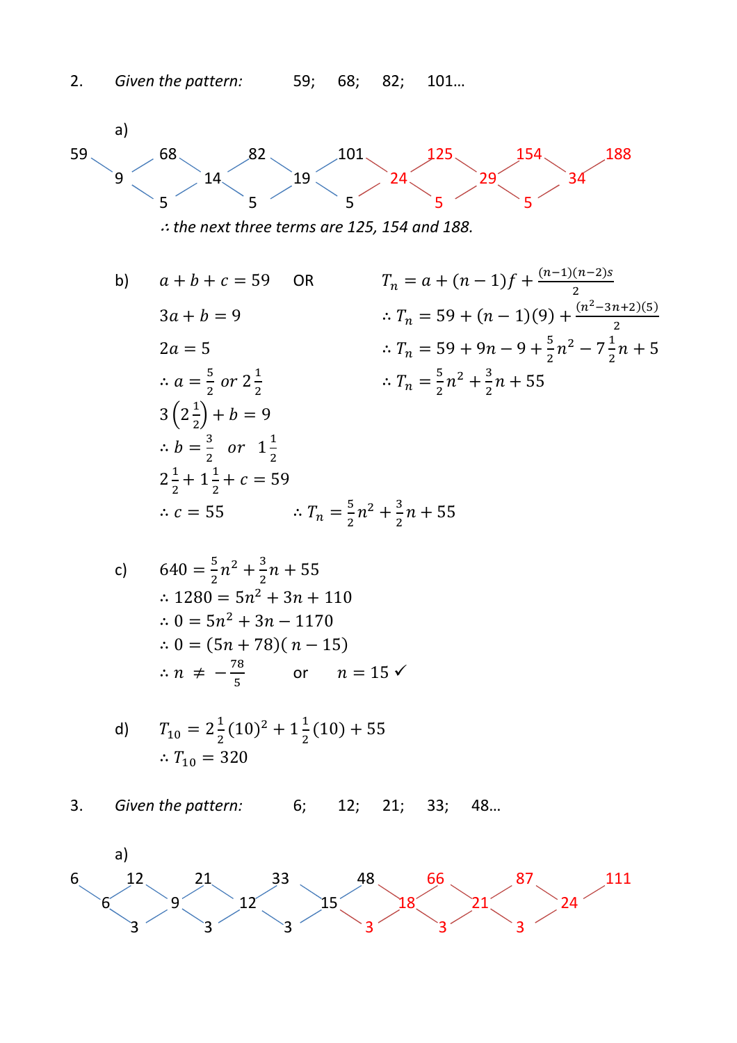2. *Given the pattern:* 59; 68; 82; 101…

a)

| 59 | | 68 | | 82 | | 101 | | 125 | | 154 | | 188 |
|---|---|---|---|---|---|---|---|---|---|---|---|---|
| | 9 | | 14 | | 19 | | 24 | | 29 | | 34 | |
| | | 5 | | 5 | | 5 | | 5 | | 5 | | |

*∴ the next three terms are 125, 154 and 188.*

b)

$a + b + c = 59$

$3a + b = 9$

$2a = 5$

$\therefore a = \frac{5}{2} \text{ or } 2\frac{1}{2}$

$3\left(2\frac{1}{2}\right) + b = 9$

$\therefore b = \frac{3}{2} \text{ or } 1\frac{1}{2}$

$2\frac{1}{2} + 1\frac{1}{2} + c = 59$

$\therefore c = 55 \qquad \therefore T_n = \frac{5}{2}n^2 + \frac{3}{2}n + 55$

OR

$T_n = a + (n-1)f + \frac{(n-1)(n-2)s}{2}$

$\therefore T_n = 59 + (n-1)(9) + \frac{(n^2-3n+2)(5)}{2}$

$\therefore T_n = 59 + 9n - 9 + \frac{5}{2}n^2 - 7\frac{1}{2}n + 5$

$\therefore T_n = \frac{5}{2}n^2 + \frac{3}{2}n + 55$

c)

$640 = \frac{5}{2}n^2 + \frac{3}{2}n + 55$

$\therefore 1280 = 5n^2 + 3n + 110$

$\therefore 0 = 5n^2 + 3n - 1170$

$\therefore 0 = (5n + 78)(n - 15)$

$\therefore n \neq -\frac{78}{5}$ or $n = 15$ ✓

d)

$T_{10} = 2\frac{1}{2}(10)^2 + 1\frac{1}{2}(10) + 55$

$\therefore T_{10} = 320$

3. *Given the pattern:* 6; 12; 21; 33; 48…

a)

| 6 | | 12 | | 21 | | 33 | | 48 | | 66 | | 87 | | 111 |
|---|---|---|---|---|---|---|---|---|---|---|---|---|---|---|
| | 6 | | 9 | | 12 | | 15 | | 18 | | 21 | | 24 | |
| | | 3 | | 3 | | 3 | | 3 | | 3 | | 3 | | |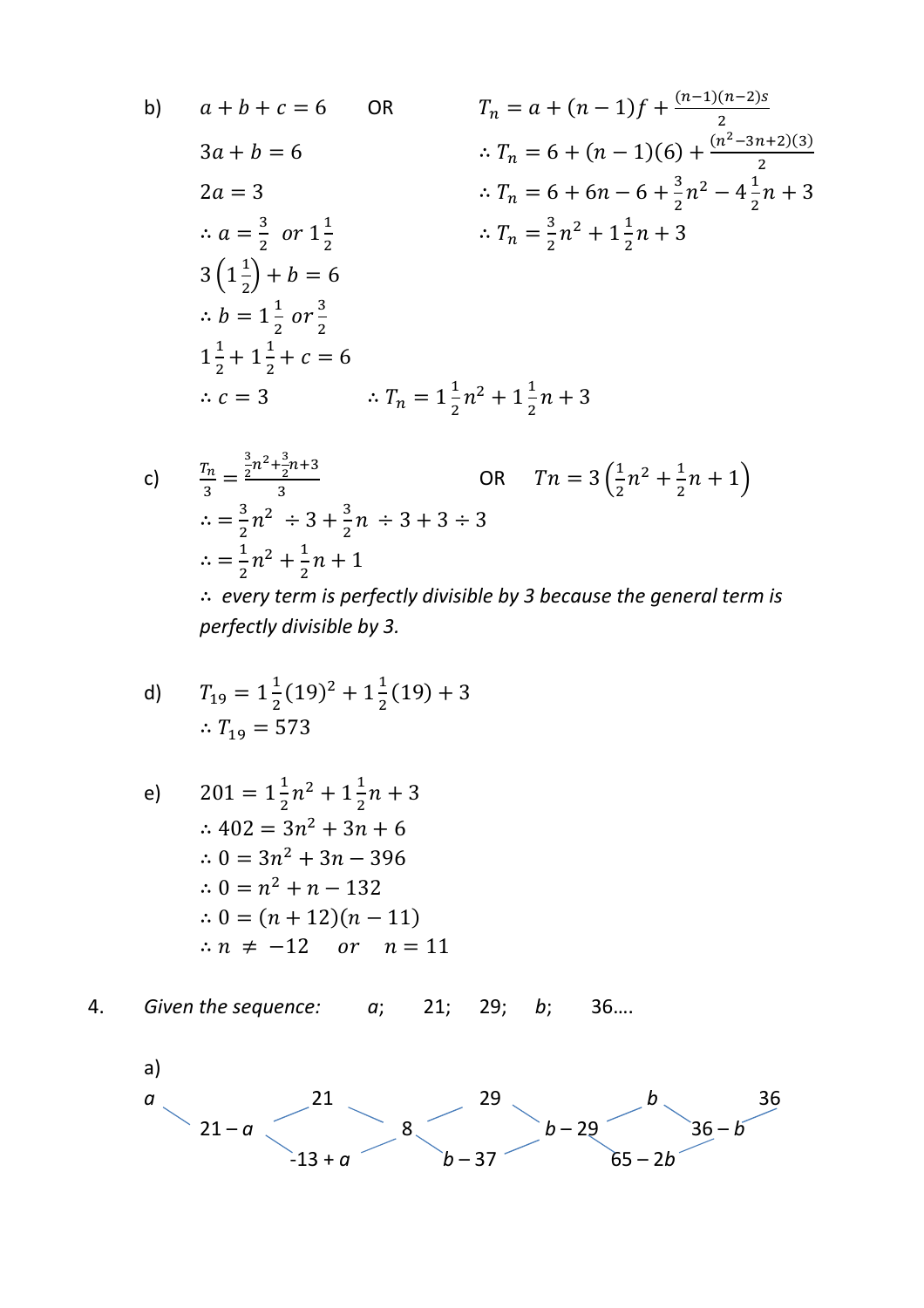b) $a + b + c = 6$ OR $T_n = a + (n-1)f + \frac{(n-1)(n-2)s}{2}$

$3a + b = 6$ $\therefore T_n = 6 + (n-1)(6) + \frac{(n^2-3n+2)(3)}{2}$

$2a = 3$ $\therefore T_n = 6 + 6n - 6 + \frac{3}{2}n^2 - 4\frac{1}{2}n + 3$

$\therefore a = \frac{3}{2}$ *or* $1\frac{1}{2}$ $\therefore T_n = \frac{3}{2}n^2 + 1\frac{1}{2}n + 3$

$3\left(1\frac{1}{2}\right) + b = 6$

$\therefore b = 1\frac{1}{2}$ *or* $\frac{3}{2}$

$1\frac{1}{2} + 1\frac{1}{2} + c = 6$

$\therefore c = 3$ $\therefore T_n = 1\frac{1}{2}n^2 + 1\frac{1}{2}n + 3$

c) $\frac{T_n}{3} = \frac{\frac{3}{2}n^2 + \frac{3}{2}n + 3}{3}$ OR $Tn = 3\left(\frac{1}{2}n^2 + \frac{1}{2}n + 1\right)$

$\therefore = \frac{3}{2}n^2 \div 3 + \frac{3}{2}n \div 3 + 3 \div 3$

$\therefore = \frac{1}{2}n^2 + \frac{1}{2}n + 1$

$\therefore$ *every term is perfectly divisible by 3 because the general term is perfectly divisible by 3.*

d) $T_{19} = 1\frac{1}{2}(19)^2 + 1\frac{1}{2}(19) + 3$

$\therefore T_{19} = 573$

e) $201 = 1\frac{1}{2}n^2 + 1\frac{1}{2}n + 3$

$\therefore 402 = 3n^2 + 3n + 6$

$\therefore 0 = 3n^2 + 3n - 396$

$\therefore 0 = n^2 + n - 132$

$\therefore 0 = (n+12)(n-11)$

$\therefore n \neq -12$ *or* $n = 11$

4. *Given the sequence:* $a$; 21; 29; $b$; 36….

a)

| $a$ | | 21 | | 29 | | $b$ | | 36 |
|---|---|---|---|---|---|---|---|---|
| | $21 - a$ | | 8 | | $b - 29$ | | $36 - b$ | |
| | | $-13 + a$ | | $b - 37$ | | $65 - 2b$ | | |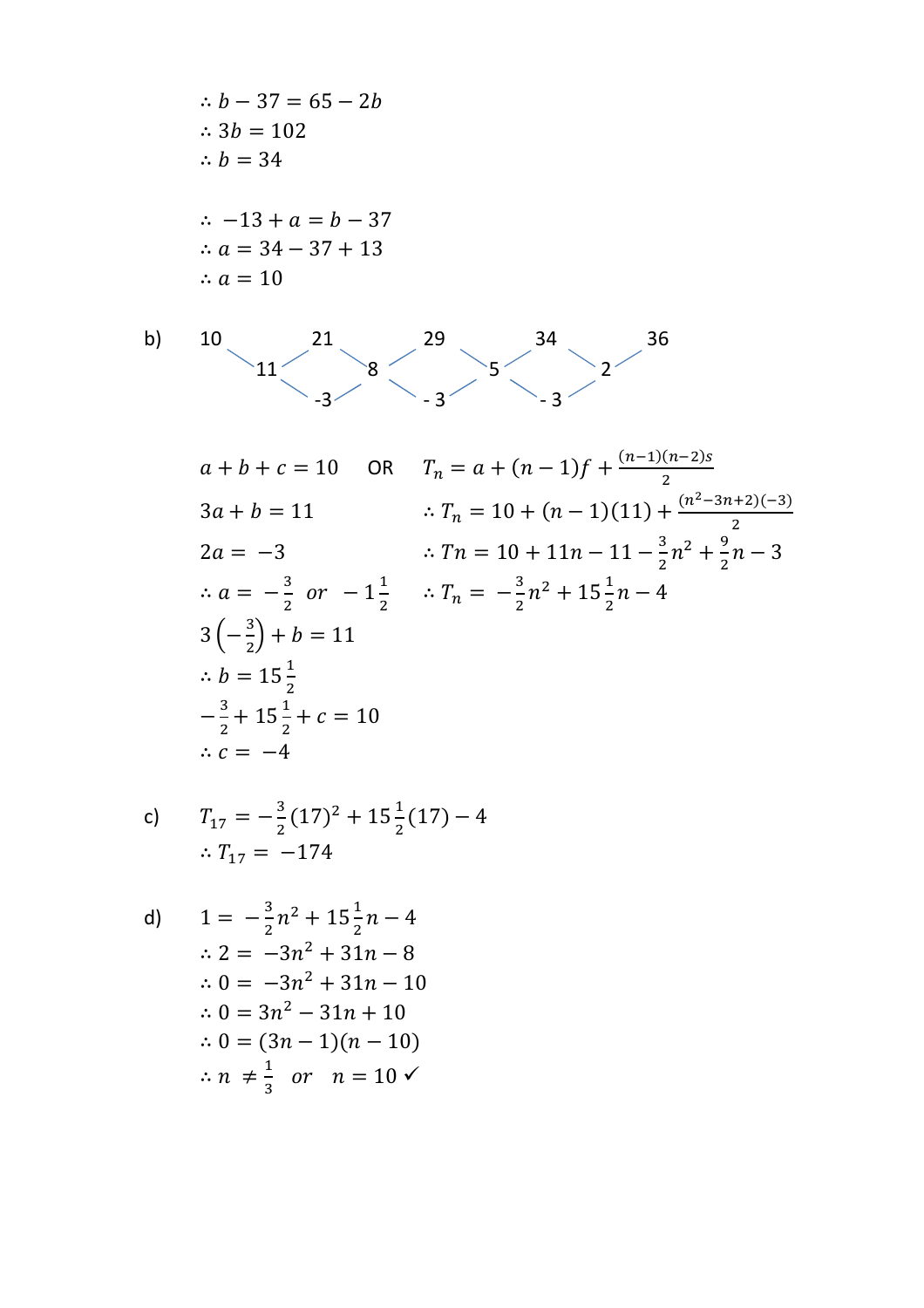$\therefore b - 37 = 65 - 2b$

$\therefore 3b = 102$

$\therefore b = 34$

$\therefore \ -13 + a = b - 37$

$\therefore a = 34 - 37 + 13$

$\therefore a = 10$

b)

| 10 | | 21 | | 29 | | 34 | | 36 |
|---|---|---|---|---|---|---|---|---|
| | 11 | | 8 | | 5 | | 2 | |
| | | -3 | | -3 | | -3 | | |

$a + b + c = 10$ OR $T_n = a + (n-1)f + \frac{(n-1)(n-2)s}{2}$

$3a + b = 11$ $\quad \therefore T_n = 10 + (n-1)(11) + \frac{(n^2-3n+2)(-3)}{2}$

$2a = -3$ $\quad \therefore Tn = 10 + 11n - 11 - \frac{3}{2}n^2 + \frac{9}{2}n - 3$

$\therefore a = -\frac{3}{2} \ or \ -1\frac{1}{2}$ $\quad \therefore T_n = -\frac{3}{2}n^2 + 15\frac{1}{2}n - 4$

$3\left(-\frac{3}{2}\right) + b = 11$

$\therefore b = 15\frac{1}{2}$

$-\frac{3}{2} + 15\frac{1}{2} + c = 10$

$\therefore c = -4$

c) $T_{17} = -\frac{3}{2}(17)^2 + 15\frac{1}{2}(17) - 4$

$\therefore T_{17} = -174$

d) $1 = -\frac{3}{2}n^2 + 15\frac{1}{2}n - 4$

$\therefore 2 = -3n^2 + 31n - 8$

$\therefore 0 = -3n^2 + 31n - 10$

$\therefore 0 = 3n^2 - 31n + 10$

$\therefore 0 = (3n - 1)(n - 10)$

$\therefore n \neq \frac{1}{3} \ \ or \ \ n = 10$ ✓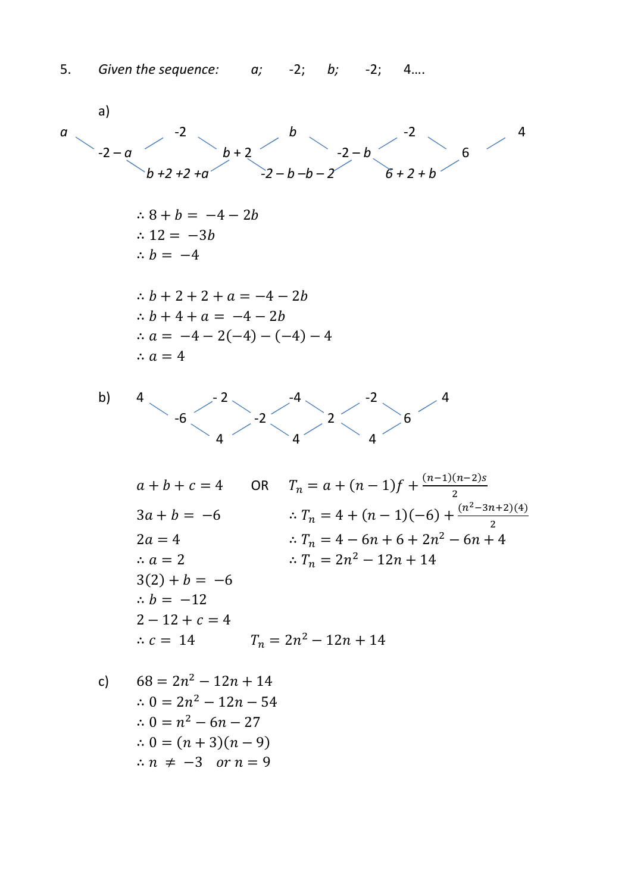5. *Given the sequence:* $a;\quad -2;\quad b;\quad -2;\quad 4\ldots.$

a)

| $a$ | | $-2$ | | $b$ | | $-2$ | | $4$ |
|---|---|---|---|---|---|---|---|---|
| | $-2-a$ | | $b+2$ | | $-2-b$ | | $6$ | |
| | | $b+2+2+a$ | | $-2-b-b-2$ | | $6+2+b$ | | |

$\therefore 8 + b = -4 - 2b$

$\therefore 12 = -3b$

$\therefore b = -4$

$\therefore b + 2 + 2 + a = -4 - 2b$

$\therefore b + 4 + a = -4 - 2b$

$\therefore a = -4 - 2(-4) - (-4) - 4$

$\therefore a = 4$

b)

| $4$ | | $-2$ | | $-4$ | | $-2$ | | $4$ |
|---|---|---|---|---|---|---|---|---|
| | $-6$ | | $-2$ | | $2$ | | $6$ | |
| | | $4$ | | $4$ | | $4$ | | |

$a + b + c = 4$

$3a + b = -6$

$2a = 4$

$\therefore a = 2$

$3(2) + b = -6$

$\therefore b = -12$

$2 - 12 + c = 4$

$\therefore c = 14 \qquad T_n = 2n^2 - 12n + 14$

OR

$T_n = a + (n-1)f + \frac{(n-1)(n-2)s}{2}$

$\therefore T_n = 4 + (n-1)(-6) + \frac{(n^2-3n+2)(4)}{2}$

$\therefore T_n = 4 - 6n + 6 + 2n^2 - 6n + 4$

$\therefore T_n = 2n^2 - 12n + 14$

c)

$68 = 2n^2 - 12n + 14$

$\therefore 0 = 2n^2 - 12n - 54$

$\therefore 0 = n^2 - 6n - 27$

$\therefore 0 = (n+3)(n-9)$

$\therefore n \neq -3 \quad or\ n = 9$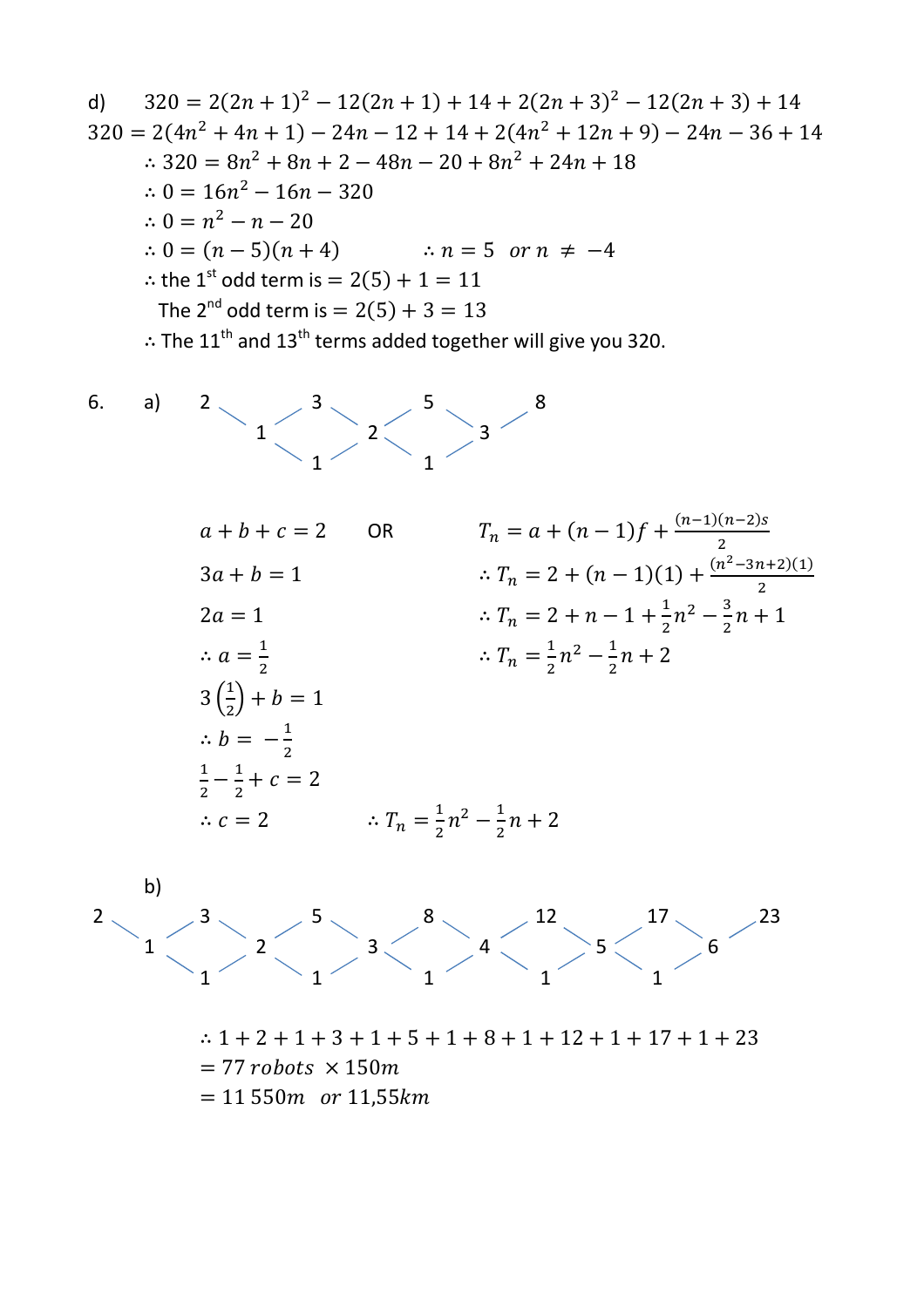d) $320 = 2(2n+1)^2 - 12(2n+1) + 14 + 2(2n+3)^2 - 12(2n+3) + 14$

$320 = 2(4n^2 + 4n + 1) - 24n - 12 + 14 + 2(4n^2 + 12n + 9) - 24n - 36 + 14$

$\therefore 320 = 8n^2 + 8n + 2 - 48n - 20 + 8n^2 + 24n + 18$

$\therefore 0 = 16n^2 - 16n - 320$

$\therefore 0 = n^2 - n - 20$

$\therefore 0 = (n-5)(n+4)$ $\quad\quad \therefore n = 5 \quad or\ n \neq -4$

$\therefore$ the 1st odd term is $= 2(5) + 1 = 11$

The 2nd odd term is $= 2(5) + 3 = 13$

$\therefore$ The 11th and 13th terms added together will give you 320.

6. a)

```
2       3       5       8
    1       2       3
        1       1
```

$a + b + c = 2$ $\quad$ OR $\quad$ $T_n = a + (n-1)f + \frac{(n-1)(n-2)s}{2}$

$3a + b = 1$ $\quad\quad$ $\therefore T_n = 2 + (n-1)(1) + \frac{(n^2 - 3n + 2)(1)}{2}$

$2a = 1$ $\quad\quad$ $\therefore T_n = 2 + n - 1 + \frac{1}{2}n^2 - \frac{3}{2}n + 1$

$\therefore a = \frac{1}{2}$ $\quad\quad$ $\therefore T_n = \frac{1}{2}n^2 - \frac{1}{2}n + 2$

$3\left(\frac{1}{2}\right) + b = 1$

$\therefore b = -\frac{1}{2}$

$\frac{1}{2} - \frac{1}{2} + c = 2$

$\therefore c = 2$ $\quad\quad$ $\therefore T_n = \frac{1}{2}n^2 - \frac{1}{2}n + 2$

b)

```
2       3       5       8       12       17       23
    1       2       3       4        5        6
        1       1       1       1        1
```

$\therefore 1 + 2 + 1 + 3 + 1 + 5 + 1 + 8 + 1 + 12 + 1 + 17 + 1 + 23$

$= 77\ robots\ \times 150m$

$= 11\,550m\ \ or\ 11{,}55km$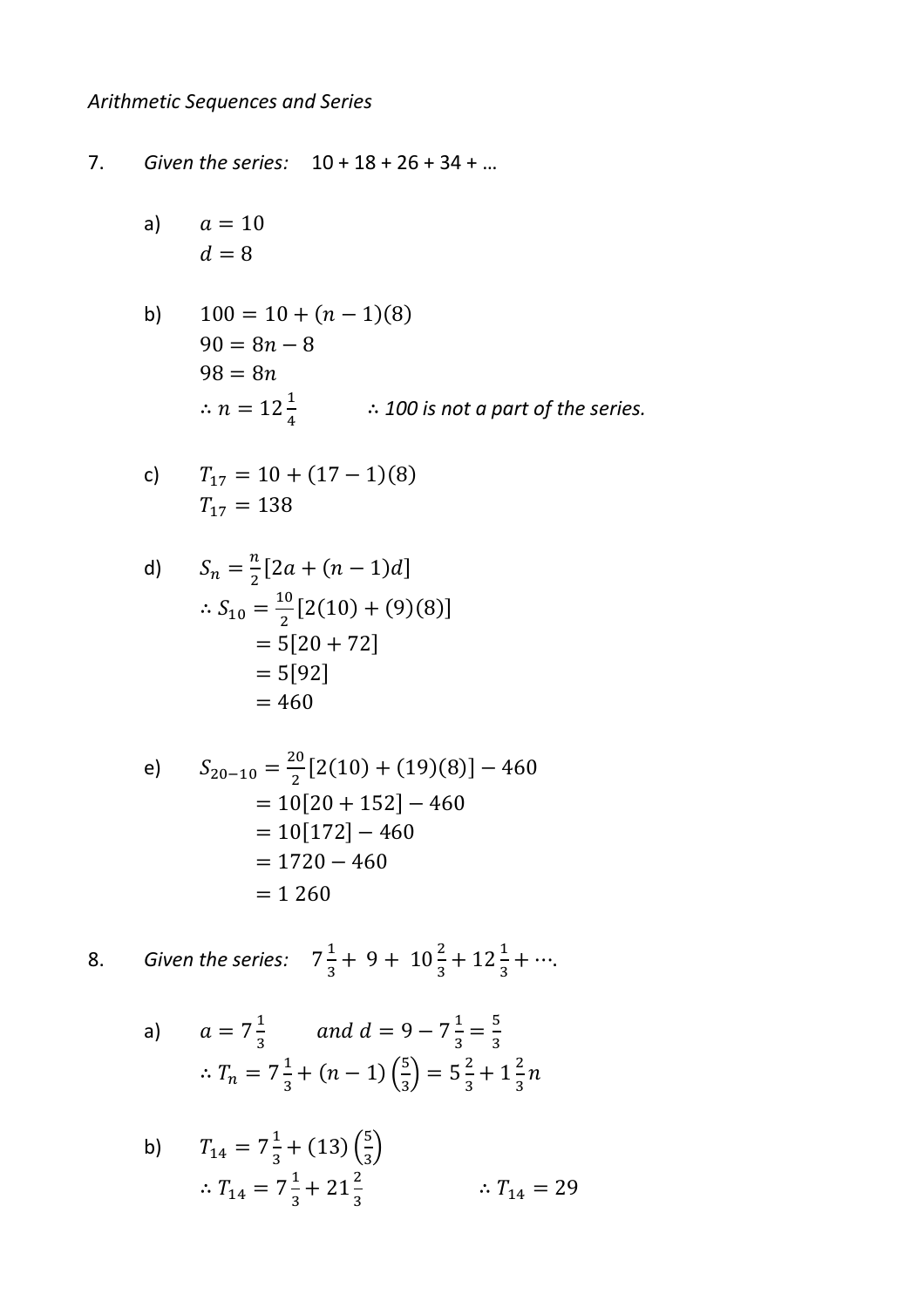*Arithmetic Sequences and Series*

7. *Given the series:* 10 + 18 + 26 + 34 + …

a) $a = 10$
$d = 8$

b) $100 = 10 + (n-1)(8)$
$90 = 8n - 8$
$98 = 8n$
$\therefore n = 12\frac{1}{4}$ $\quad\quad$ *∴ 100 is not a part of the series.*

c) $T_{17} = 10 + (17-1)(8)$
$T_{17} = 138$

d) $S_n = \frac{n}{2}[2a + (n-1)d]$

$$\therefore S_{10} = \frac{10}{2}[2(10) + (9)(8)]$$
$$= 5[20 + 72]$$
$$= 5[92]$$
$$= 460$$

e)
$$S_{20-10} = \frac{20}{2}[2(10) + (19)(8)] - 460$$
$$= 10[20 + 152] - 460$$
$$= 10[172] - 460$$
$$= 1720 - 460$$
$$= 1\ 260$$

8. *Given the series:* $7\frac{1}{3} + 9 + 10\frac{2}{3} + 12\frac{1}{3} + \cdots$.

a) $a = 7\frac{1}{3}$ $\quad$ *and* $d = 9 - 7\frac{1}{3} = \frac{5}{3}$

$\therefore T_n = 7\frac{1}{3} + (n-1)\left(\frac{5}{3}\right) = 5\frac{2}{3} + 1\frac{2}{3}n$

b) $T_{14} = 7\frac{1}{3} + (13)\left(\frac{5}{3}\right)$

$\therefore T_{14} = 7\frac{1}{3} + 21\frac{2}{3}$ $\quad\quad$ $\therefore T_{14} = 29$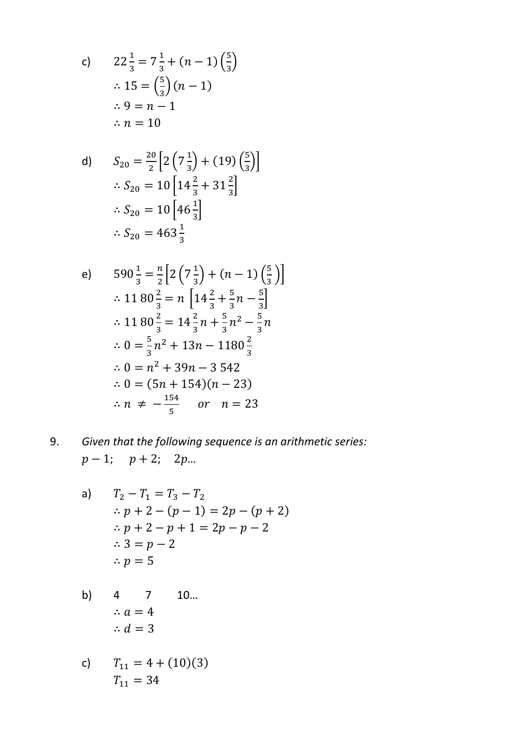c) $22\frac{1}{3} = 7\frac{1}{3} + (n-1)\left(\frac{5}{3}\right)$

$\therefore 15 = \left(\frac{5}{3}\right)(n-1)$

$\therefore 9 = n - 1$

$\therefore n = 10$

d) $S_{20} = \frac{20}{2}\left[2\left(7\frac{1}{3}\right) + (19)\left(\frac{5}{3}\right)\right]$

$\therefore S_{20} = 10\left[14\frac{2}{3} + 31\frac{2}{3}\right]$

$\therefore S_{20} = 10\left[46\frac{1}{3}\right]$

$\therefore S_{20} = 463\frac{1}{3}$

e) $590\frac{1}{3} = \frac{n}{2}\left[2\left(7\frac{1}{3}\right) + (n-1)\left(\frac{5}{3}\right)\right]$

$\therefore 11\,80\frac{2}{3} = n\left[14\frac{2}{3} + \frac{5}{3}n - \frac{5}{3}\right]$

$\therefore 11\,80\frac{2}{3} = 14\frac{2}{3}n + \frac{5}{3}n^2 - \frac{5}{3}n$

$\therefore 0 = \frac{5}{3}n^2 + 13n - 1180\frac{2}{3}$

$\therefore 0 = n^2 + 39n - 3\,542$

$\therefore 0 = (5n + 154)(n - 23)$

$\therefore n \neq -\frac{154}{5}$ or $n = 23$

9. *Given that the following sequence is an arithmetic series:*
$p - 1;\quad p + 2;\quad 2p\ldots$

a) $T_2 - T_1 = T_3 - T_2$

$\therefore p + 2 - (p - 1) = 2p - (p + 2)$

$\therefore p + 2 - p + 1 = 2p - p - 2$

$\therefore 3 = p - 2$

$\therefore p = 5$

b) 4 7 10…

$\therefore a = 4$

$\therefore d = 3$

c) $T_{11} = 4 + (10)(3)$

$T_{11} = 34$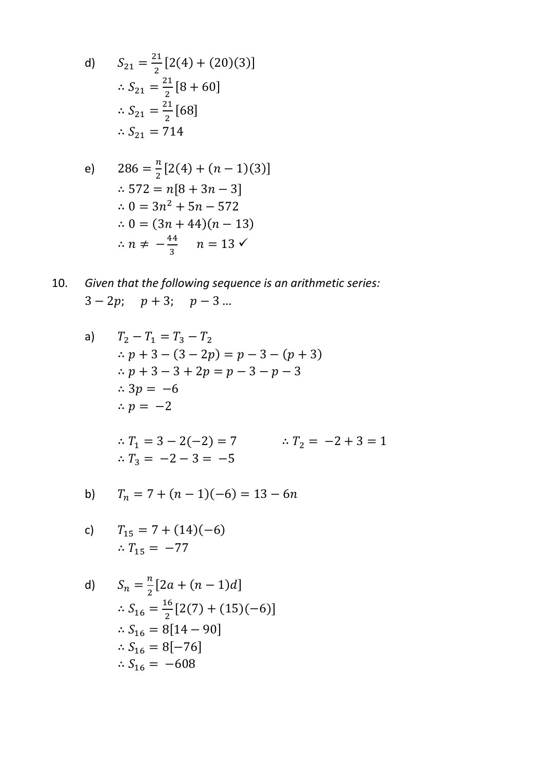d) $S_{21} = \frac{21}{2}[2(4) + (20)(3)]$

$\therefore S_{21} = \frac{21}{2}[8 + 60]$

$\therefore S_{21} = \frac{21}{2}[68]$

$\therefore S_{21} = 714$

e) $286 = \frac{n}{2}[2(4) + (n-1)(3)]$

$\therefore 572 = n[8 + 3n - 3]$

$\therefore 0 = 3n^2 + 5n - 572$

$\therefore 0 = (3n + 44)(n - 13)$

$\therefore n \neq -\frac{44}{3} \qquad n = 13$ ✓

10. *Given that the following sequence is an arithmetic series:*
$3 - 2p; \quad p + 3; \quad p - 3 \ldots$

a) $T_2 - T_1 = T_3 - T_2$

$\therefore p + 3 - (3 - 2p) = p - 3 - (p + 3)$

$\therefore p + 3 - 3 + 2p = p - 3 - p - 3$

$\therefore 3p = -6$

$\therefore p = -2$

$\therefore T_1 = 3 - 2(-2) = 7 \qquad \therefore T_2 = -2 + 3 = 1$

$\therefore T_3 = -2 - 3 = -5$

b) $T_n = 7 + (n-1)(-6) = 13 - 6n$

c) $T_{15} = 7 + (14)(-6)$

$\therefore T_{15} = -77$

d) $S_n = \frac{n}{2}[2a + (n-1)d]$

$\therefore S_{16} = \frac{16}{2}[2(7) + (15)(-6)]$

$\therefore S_{16} = 8[14 - 90]$

$\therefore S_{16} = 8[-76]$

$\therefore S_{16} = -608$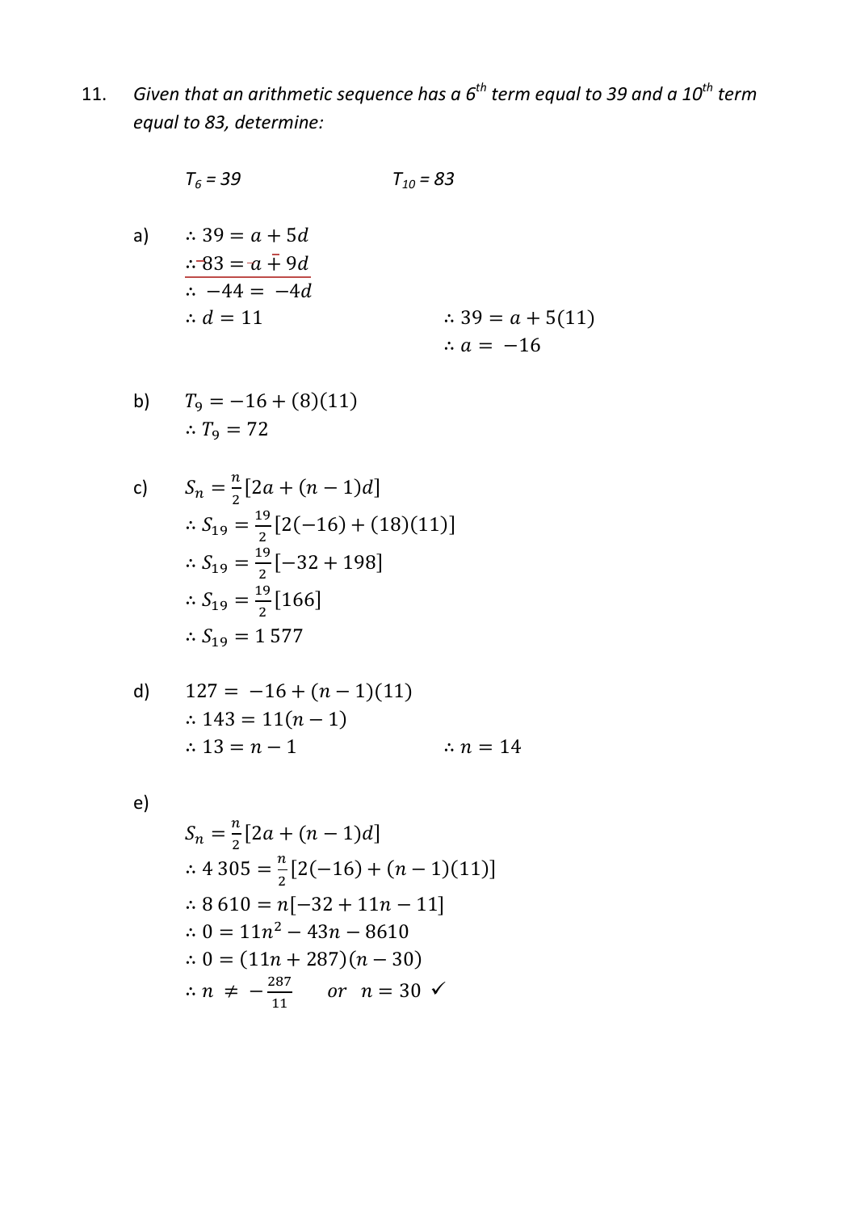11. *Given that an arithmetic sequence has a $6^{th}$ term equal to 39 and a $10^{th}$ term equal to 83, determine:*

$T_6 = 39$ $\quad\quad\quad\quad$ $T_{10} = 83$

a)

$\therefore 39 = a + 5d$

$\therefore 83 = a + 9d$

$\therefore -44 = -4d$

$\therefore d = 11$ $\quad\quad\quad\quad$ $\therefore 39 = a + 5(11)$

$\therefore a = -16$

b)

$T_9 = -16 + (8)(11)$

$\therefore T_9 = 72$

c)

$S_n = \frac{n}{2}[2a + (n-1)d]$

$\therefore S_{19} = \frac{19}{2}[2(-16) + (18)(11)]$

$\therefore S_{19} = \frac{19}{2}[-32 + 198]$

$\therefore S_{19} = \frac{19}{2}[166]$

$\therefore S_{19} = 1\,577$

d)

$127 = -16 + (n-1)(11)$

$\therefore 143 = 11(n-1)$

$\therefore 13 = n - 1$ $\quad\quad\quad\quad$ $\therefore n = 14$

e)

$S_n = \frac{n}{2}[2a + (n-1)d]$

$\therefore 4\,305 = \frac{n}{2}[2(-16) + (n-1)(11)]$

$\therefore 8\,610 = n[-32 + 11n - 11]$

$\therefore 0 = 11n^2 - 43n - 8610$

$\therefore 0 = (11n + 287)(n - 30)$

$\therefore n \neq -\frac{287}{11}$ $\quad$ or $\quad n = 30$ ✓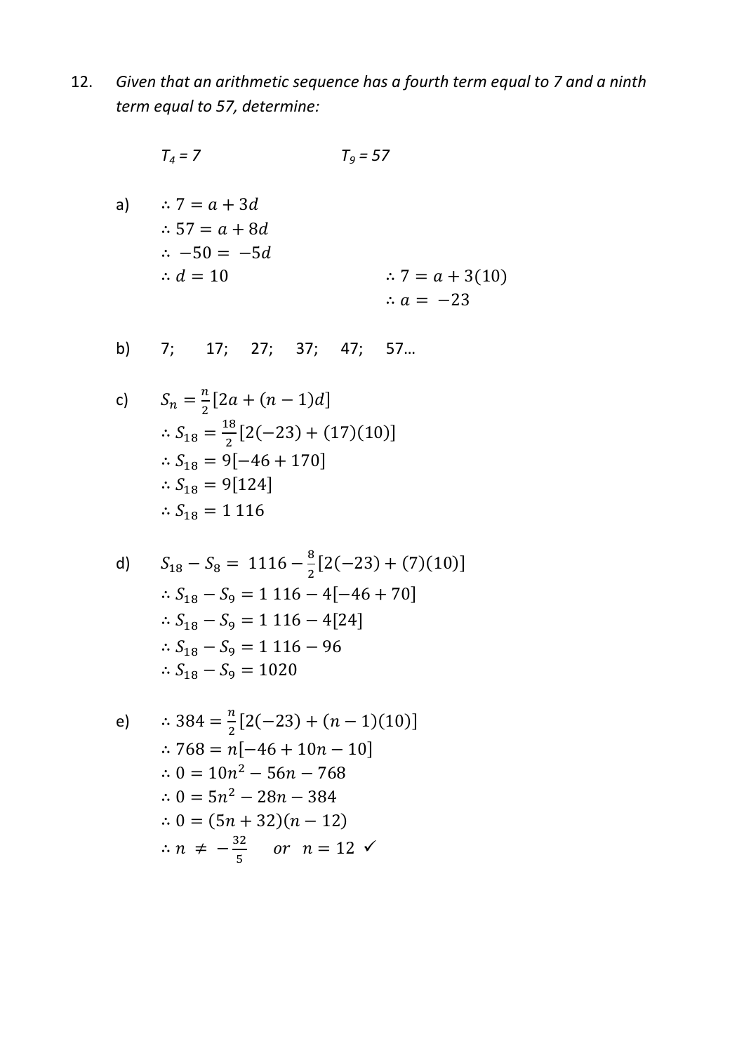12. *Given that an arithmetic sequence has a fourth term equal to 7 and a ninth term equal to 57, determine:*

$T_4 = 7$ $\qquad\qquad\qquad$ $T_9 = 57$

a) $\therefore 7 = a + 3d$

$\therefore 57 = a + 8d$

$\therefore -50 = -5d$

$\therefore d = 10$ $\qquad\qquad\qquad$ $\therefore 7 = a + 3(10)$

$\therefore a = -23$

b) 7; 17; 27; 37; 47; 57…

c) $S_n = \frac{n}{2}[2a + (n-1)d]$

$\therefore S_{18} = \frac{18}{2}[2(-23) + (17)(10)]$

$\therefore S_{18} = 9[-46 + 170]$

$\therefore S_{18} = 9[124]$

$\therefore S_{18} = 1\,116$

d) $S_{18} - S_8 = 1116 - \frac{8}{2}[2(-23) + (7)(10)]$

$\therefore S_{18} - S_9 = 1\,116 - 4[-46 + 70]$

$\therefore S_{18} - S_9 = 1\,116 - 4[24]$

$\therefore S_{18} - S_9 = 1\,116 - 96$

$\therefore S_{18} - S_9 = 1020$

e) $\therefore 384 = \frac{n}{2}[2(-23) + (n-1)(10)]$

$\therefore 768 = n[-46 + 10n - 10]$

$\therefore 0 = 10n^2 - 56n - 768$

$\therefore 0 = 5n^2 - 28n - 384$

$\therefore 0 = (5n + 32)(n - 12)$

$\therefore n \neq -\frac{32}{5}$ $\quad$ *or* $\quad n = 12$ ✓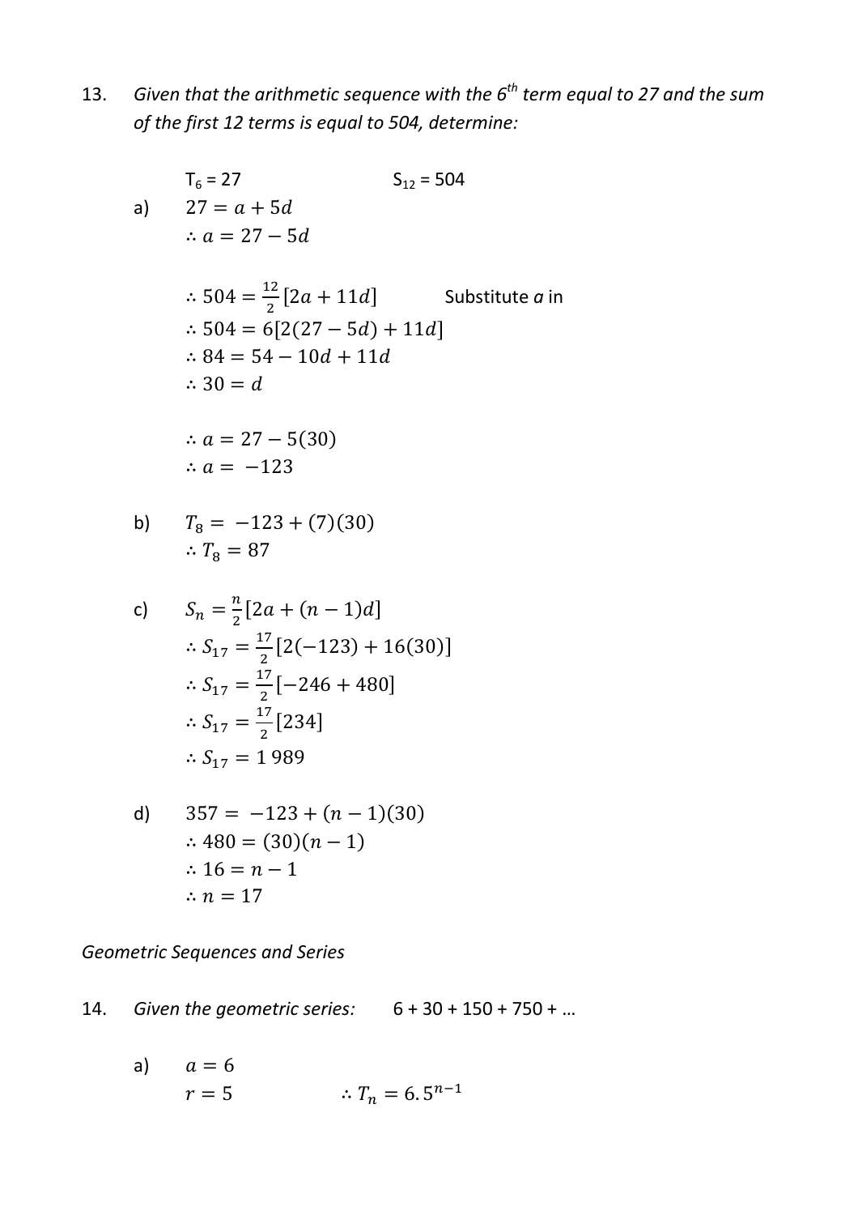13. *Given that the arithmetic sequence with the 6<sup>th</sup> term equal to 27 and the sum of the first 12 terms is equal to 504, determine:*

$T_6 = 27$ $\qquad\qquad\qquad$ $S_{12} = 504$

a) $27 = a + 5d$

$\therefore a = 27 - 5d$

$\therefore 504 = \frac{12}{2}[2a + 11d]$ $\qquad$ Substitute *a* in

$\therefore 504 = 6[2(27 - 5d) + 11d]$

$\therefore 84 = 54 - 10d + 11d$

$\therefore 30 = d$

$\therefore a = 27 - 5(30)$

$\therefore a = -123$

b) $T_8 = -123 + (7)(30)$

$\therefore T_8 = 87$

c) $S_n = \frac{n}{2}[2a + (n-1)d]$

$\therefore S_{17} = \frac{17}{2}[2(-123) + 16(30)]$

$\therefore S_{17} = \frac{17}{2}[-246 + 480]$

$\therefore S_{17} = \frac{17}{2}[234]$

$\therefore S_{17} = 1\,989$

d) $357 = -123 + (n-1)(30)$

$\therefore 480 = (30)(n-1)$

$\therefore 16 = n - 1$

$\therefore n = 17$

*Geometric Sequences and Series*

14. *Given the geometric series:* $\qquad$ 6 + 30 + 150 + 750 + …

a) $a = 6$

$r = 5$ $\qquad\qquad$ $\therefore T_n = 6.5^{n-1}$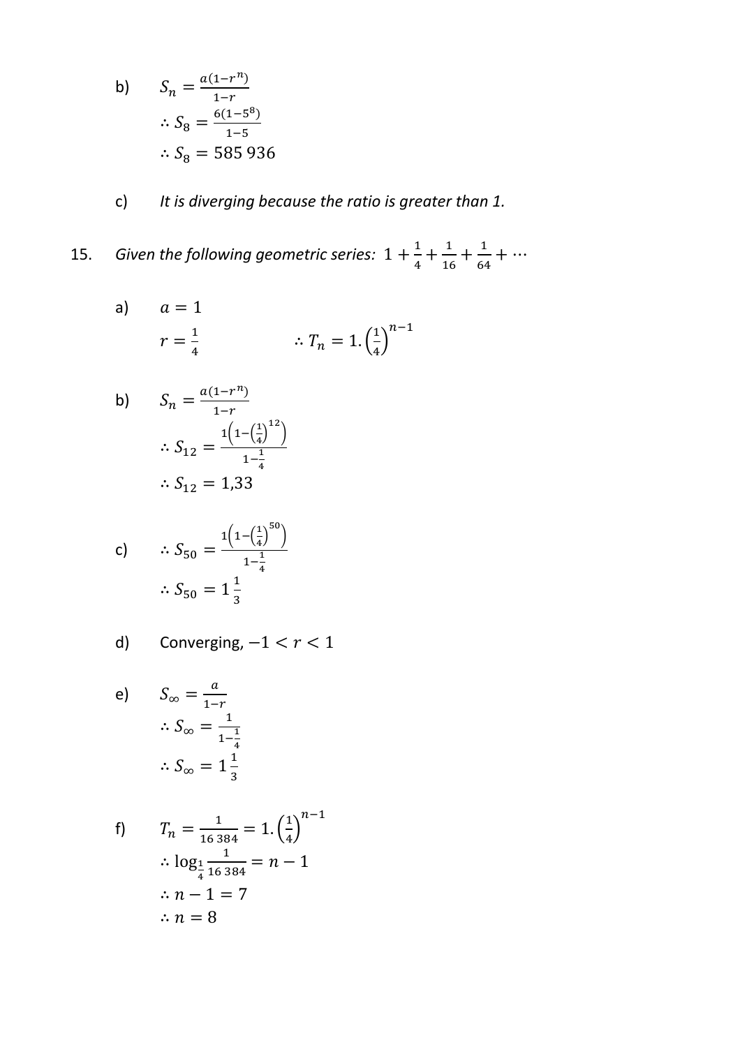b) $S_n = \frac{a(1-r^n)}{1-r}$

$\therefore S_8 = \frac{6(1-5^8)}{1-5}$

$\therefore S_8 = 585\,936$

c) *It is diverging because the ratio is greater than 1.*

15. *Given the following geometric series:* $1 + \frac{1}{4} + \frac{1}{16} + \frac{1}{64} + \cdots$

a) $a = 1$

$r = \frac{1}{4}$ $\qquad\qquad \therefore T_n = 1.\left(\frac{1}{4}\right)^{n-1}$

b) $S_n = \frac{a(1-r^n)}{1-r}$

$\therefore S_{12} = \frac{1\left(1-\left(\frac{1}{4}\right)^{12}\right)}{1-\frac{1}{4}}$

$\therefore S_{12} = 1{,}33$

c) $\therefore S_{50} = \frac{1\left(1-\left(\frac{1}{4}\right)^{50}\right)}{1-\frac{1}{4}}$

$\therefore S_{50} = 1\frac{1}{3}$

d) Converging, $-1 < r < 1$

e) $S_\infty = \frac{a}{1-r}$

$\therefore S_\infty = \frac{1}{1-\frac{1}{4}}$

$\therefore S_\infty = 1\frac{1}{3}$

f) $T_n = \frac{1}{16\,384} = 1.\left(\frac{1}{4}\right)^{n-1}$

$\therefore \log_{\frac{1}{4}} \frac{1}{16\,384} = n - 1$

$\therefore n - 1 = 7$

$\therefore n = 8$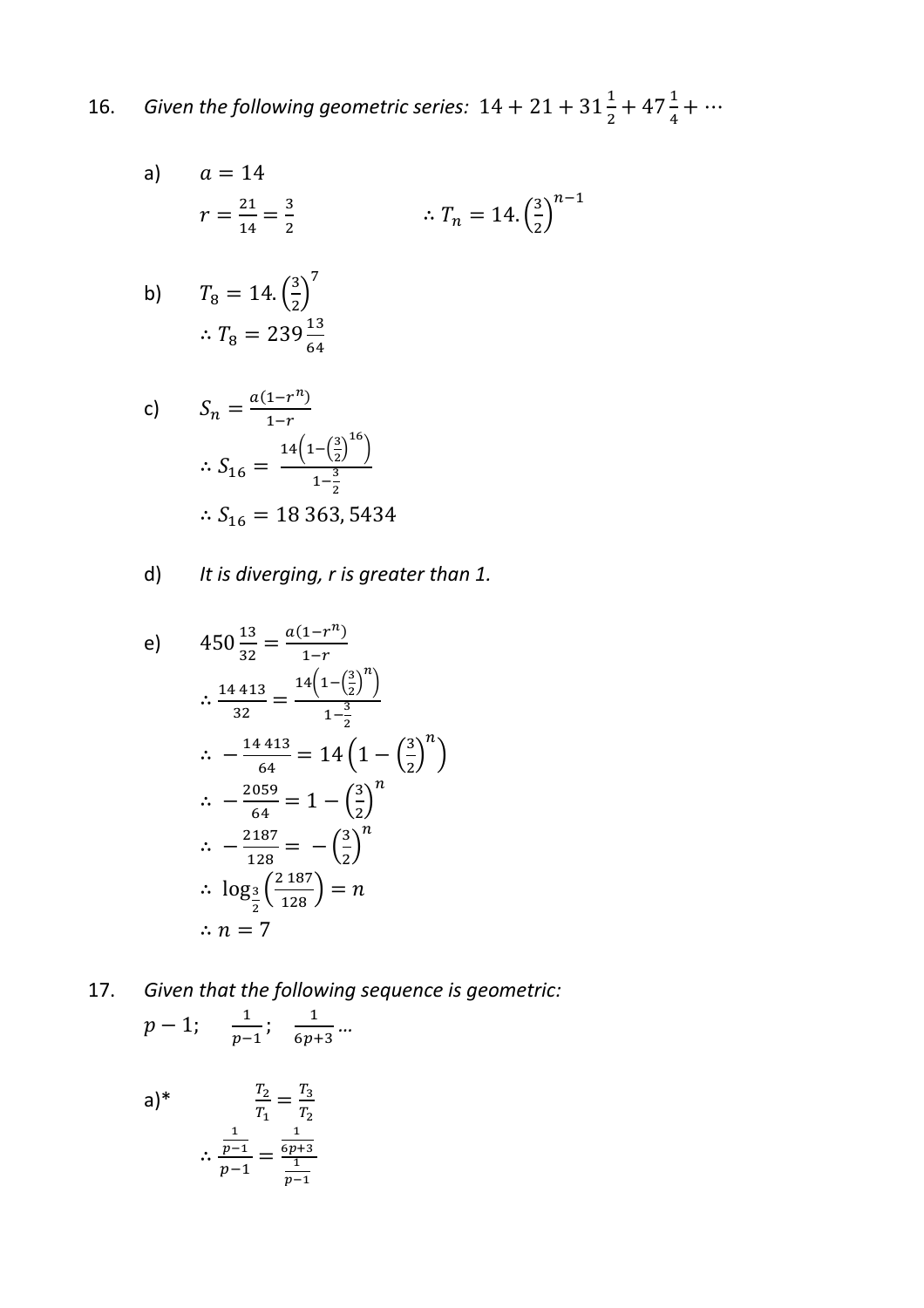16. *Given the following geometric series:* $14 + 21 + 31\frac{1}{2} + 47\frac{1}{4} + \cdots$

a) $a = 14$

$r = \frac{21}{14} = \frac{3}{2} \qquad \therefore T_n = 14.\left(\frac{3}{2}\right)^{n-1}$

b) $T_8 = 14.\left(\frac{3}{2}\right)^7$

$\therefore T_8 = 239\frac{13}{64}$

c) $S_n = \frac{a(1-r^n)}{1-r}$

$\therefore S_{16} = \frac{14\left(1-\left(\frac{3}{2}\right)^{16}\right)}{1-\frac{3}{2}}$

$\therefore S_{16} = 18\ 363,5434$

d) *It is diverging, r is greater than 1.*

e) $450\frac{13}{32} = \frac{a(1-r^n)}{1-r}$

$\therefore \frac{14\ 413}{32} = \frac{14\left(1-\left(\frac{3}{2}\right)^n\right)}{1-\frac{3}{2}}$

$\therefore -\frac{14\ 413}{64} = 14\left(1-\left(\frac{3}{2}\right)^n\right)$

$\therefore -\frac{2059}{64} = 1-\left(\frac{3}{2}\right)^n$

$\therefore -\frac{2187}{128} = -\left(\frac{3}{2}\right)^n$

$\therefore \log_{\frac{3}{2}}\left(\frac{2\ 187}{128}\right) = n$

$\therefore n = 7$

17. *Given that the following sequence is geometric:*

$p-1; \quad \frac{1}{p-1}; \quad \frac{1}{6p+3} \ldots$

a)* $\frac{T_2}{T_1} = \frac{T_3}{T_2}$

$\therefore \frac{\frac{1}{p-1}}{p-1} = \frac{\frac{1}{6p+3}}{\frac{1}{p-1}}$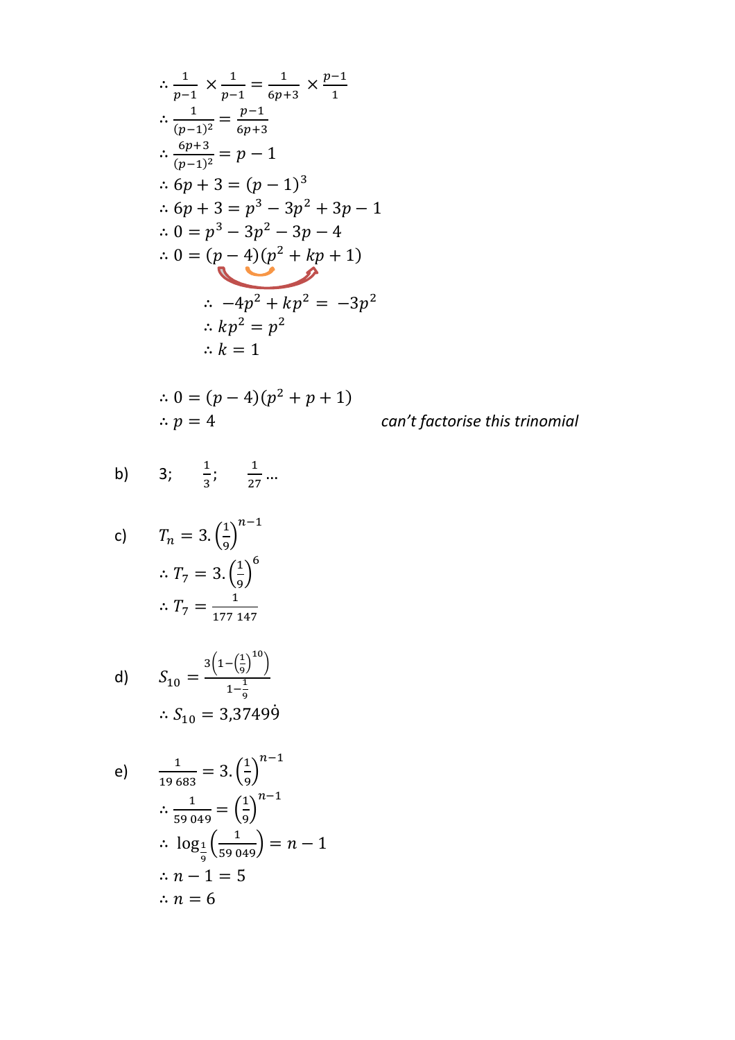$$\therefore \frac{1}{p-1} \times \frac{1}{p-1} = \frac{1}{6p+3} \times \frac{p-1}{1}$$

$$\therefore \frac{1}{(p-1)^2} = \frac{p-1}{6p+3}$$

$$\therefore \frac{6p+3}{(p-1)^2} = p-1$$

$$\therefore 6p+3 = (p-1)^3$$

$$\therefore 6p+3 = p^3 - 3p^2 + 3p - 1$$

$$\therefore 0 = p^3 - 3p^2 - 3p - 4$$

$$\therefore 0 = (p-4)(p^2 + kp + 1)$$

$$\therefore -4p^2 + kp^2 = -3p^2$$

$$\therefore kp^2 = p^2$$

$$\therefore k = 1$$

$$\therefore 0 = (p-4)(p^2 + p + 1)$$

$$\therefore p = 4$$

*can't factorise this trinomial*

b) $3; \quad \frac{1}{3}; \quad \frac{1}{27} \ldots$

c) $T_n = 3.\left(\frac{1}{9}\right)^{n-1}$

$$\therefore T_7 = 3.\left(\frac{1}{9}\right)^6$$

$$\therefore T_7 = \frac{1}{177\ 147}$$

d) $S_{10} = \dfrac{3\left(1-\left(\frac{1}{9}\right)^{10}\right)}{1-\frac{1}{9}}$

$$\therefore S_{10} = 3{,}3749\dot{9}$$

e) $\dfrac{1}{19\ 683} = 3.\left(\frac{1}{9}\right)^{n-1}$

$$\therefore \frac{1}{59\ 049} = \left(\frac{1}{9}\right)^{n-1}$$

$$\therefore \log_{\frac{1}{9}}\left(\frac{1}{59\ 049}\right) = n-1$$

$$\therefore n-1 = 5$$

$$\therefore n = 6$$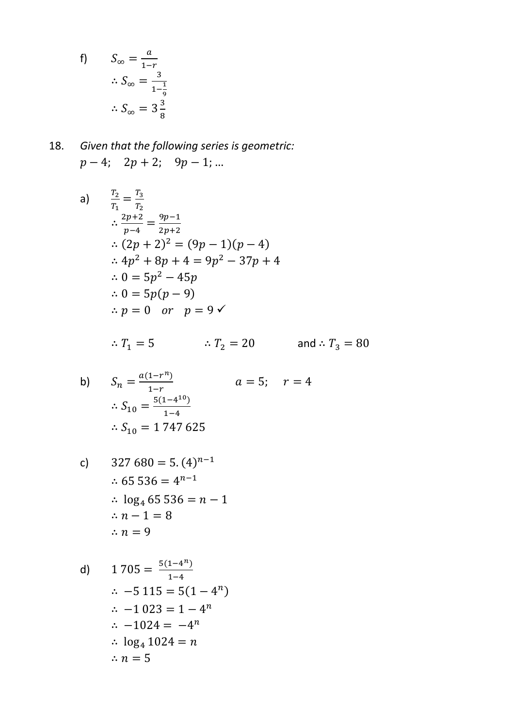f) $S_\infty = \frac{a}{1-r}$

$\therefore S_\infty = \frac{3}{1-\frac{1}{9}}$

$\therefore S_\infty = 3\frac{3}{8}$

18. *Given that the following series is geometric:*
$p - 4; \quad 2p + 2; \quad 9p - 1; \ldots$

a) $\frac{T_2}{T_1} = \frac{T_3}{T_2}$

$\therefore \frac{2p+2}{p-4} = \frac{9p-1}{2p+2}$

$\therefore (2p+2)^2 = (9p-1)(p-4)$

$\therefore 4p^2 + 8p + 4 = 9p^2 - 37p + 4$

$\therefore 0 = 5p^2 - 45p$

$\therefore 0 = 5p(p-9)$

$\therefore p = 0 \quad or \quad p = 9$ ✓

$\therefore T_1 = 5 \qquad \therefore T_2 = 20 \qquad$ and $\therefore T_3 = 80$

b) $S_n = \frac{a(1-r^n)}{1-r} \qquad a = 5; \quad r = 4$

$\therefore S_{10} = \frac{5(1-4^{10})}{1-4}$

$\therefore S_{10} = 1\,747\,625$

c) $327\,680 = 5.(4)^{n-1}$

$\therefore 65\,536 = 4^{n-1}$

$\therefore \log_4 65\,536 = n - 1$

$\therefore n - 1 = 8$

$\therefore n = 9$

d) $1\,705 = \frac{5(1-4^n)}{1-4}$

$\therefore -5\,115 = 5(1-4^n)$

$\therefore -1\,023 = 1 - 4^n$

$\therefore -1024 = -4^n$

$\therefore \log_4 1024 = n$

$\therefore n = 5$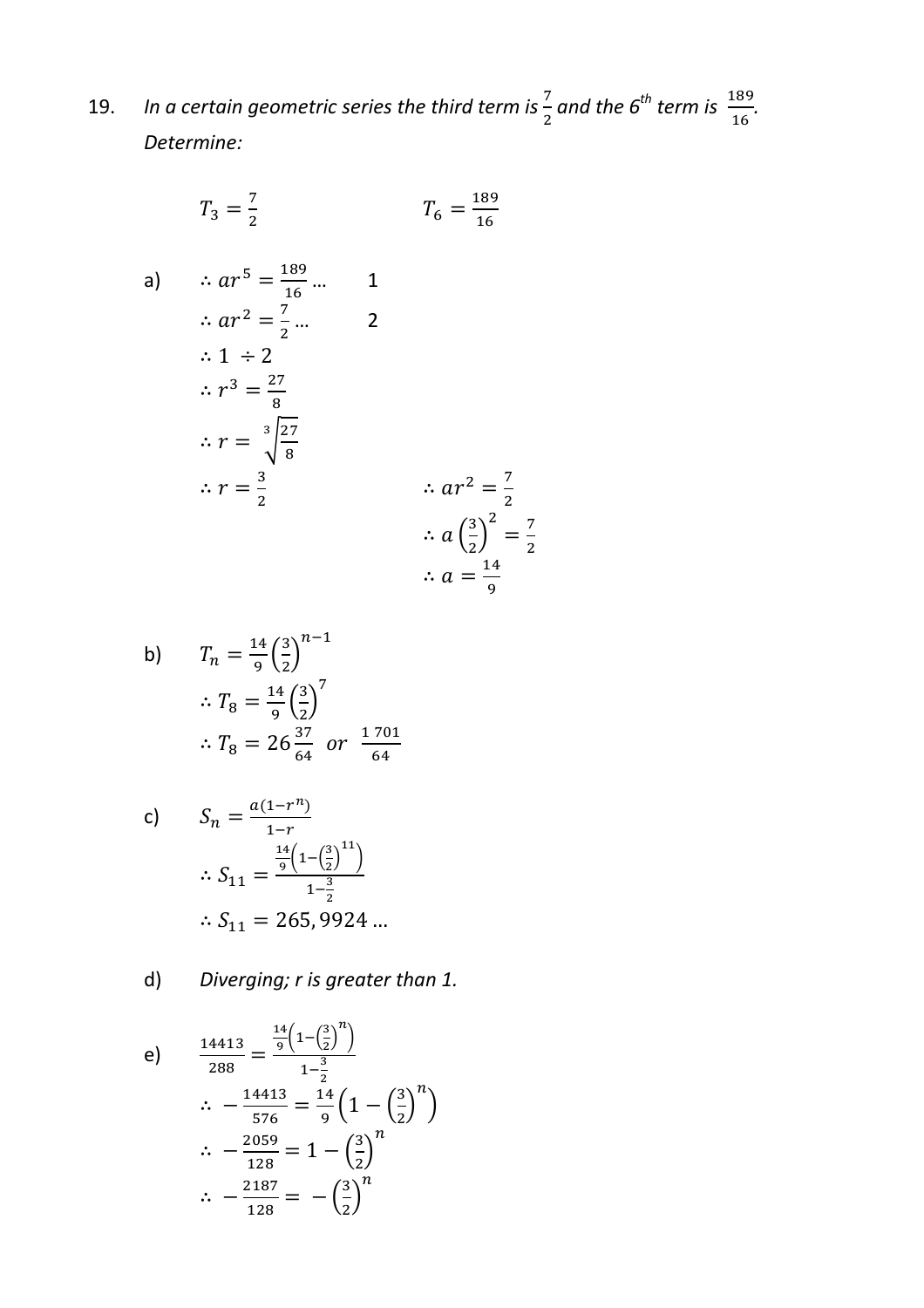19. *In a certain geometric series the third term is $\frac{7}{2}$ and the 6th term is $\frac{189}{16}$.*
*Determine:*

$T_3 = \frac{7}{2}$ $\qquad\qquad$ $T_6 = \frac{189}{16}$

a)

$\therefore ar^5 = \frac{189}{16} \ldots \quad 1$

$\therefore ar^2 = \frac{7}{2} \ldots \quad 2$

$\therefore 1 \div 2$

$\therefore r^3 = \frac{27}{8}$

$\therefore r = \sqrt[3]{\frac{27}{8}}$

$\therefore r = \frac{3}{2}$ $\qquad\qquad$ $\therefore ar^2 = \frac{7}{2}$

$\therefore a\left(\frac{3}{2}\right)^2 = \frac{7}{2}$

$\therefore a = \frac{14}{9}$

b)

$T_n = \frac{14}{9}\left(\frac{3}{2}\right)^{n-1}$

$\therefore T_8 = \frac{14}{9}\left(\frac{3}{2}\right)^7$

$\therefore T_8 = 26\frac{37}{64} \;\; or \;\; \frac{1\,701}{64}$

c)

$S_n = \frac{a(1-r^n)}{1-r}$

$\therefore S_{11} = \frac{\frac{14}{9}\left(1-\left(\frac{3}{2}\right)^{11}\right)}{1-\frac{3}{2}}$

$\therefore S_{11} = 265,9924 \ldots$

d) *Diverging; r is greater than 1.*

e)

$\frac{14413}{288} = \frac{\frac{14}{9}\left(1-\left(\frac{3}{2}\right)^n\right)}{1-\frac{3}{2}}$

$\therefore -\frac{14413}{576} = \frac{14}{9}\left(1-\left(\frac{3}{2}\right)^n\right)$

$\therefore -\frac{2059}{128} = 1-\left(\frac{3}{2}\right)^n$

$\therefore -\frac{2187}{128} = -\left(\frac{3}{2}\right)^n$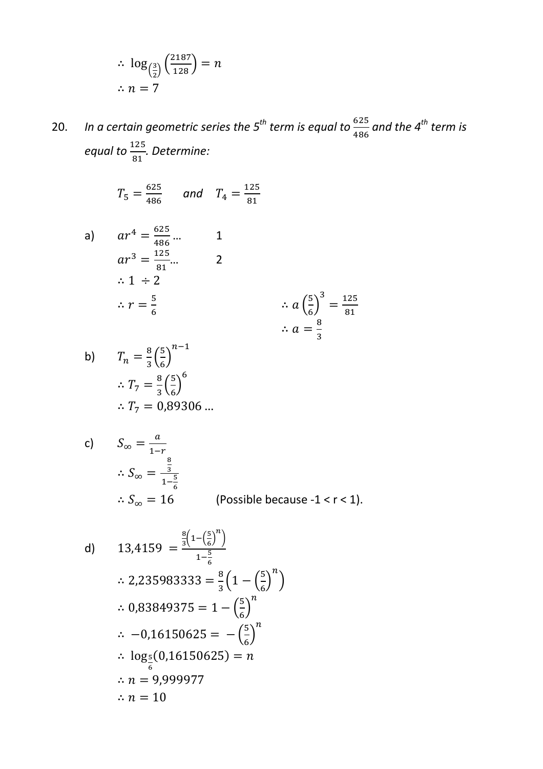$$\therefore \log_{\left(\frac{3}{2}\right)}\left(\frac{2187}{128}\right) = n$$

$$\therefore n = 7$$

20. *In a certain geometric series the 5th term is equal to $\frac{625}{486}$ and the 4th term is equal to $\frac{125}{81}$. Determine:*

$$T_5 = \frac{625}{486} \quad \text{and} \quad T_4 = \frac{125}{81}$$

a) $ar^4 = \frac{625}{486} \ldots \quad 1$

$ar^3 = \frac{125}{81} \ldots \quad 2$

$\therefore 1 \div 2$

$\therefore r = \frac{5}{6}$

$\therefore a\left(\frac{5}{6}\right)^3 = \frac{125}{81}$

$\therefore a = \frac{8}{3}$

b) $T_n = \frac{8}{3}\left(\frac{5}{6}\right)^{n-1}$

$\therefore T_7 = \frac{8}{3}\left(\frac{5}{6}\right)^6$

$\therefore T_7 = 0{,}89306 \ldots$

c) $S_\infty = \frac{a}{1-r}$

$\therefore S_\infty = \frac{\frac{8}{3}}{1-\frac{5}{6}}$

$\therefore S_\infty = 16$ (Possible because -1 < r < 1).

d) $13{,}4159 = \frac{\frac{8}{3}\left(1-\left(\frac{5}{6}\right)^n\right)}{1-\frac{5}{6}}$

$\therefore 2{,}235983333 = \frac{8}{3}\left(1-\left(\frac{5}{6}\right)^n\right)$

$\therefore 0{,}83849375 = 1-\left(\frac{5}{6}\right)^n$

$\therefore -0{,}16150625 = -\left(\frac{5}{6}\right)^n$

$\therefore \log_{\frac{5}{6}}(0{,}16150625) = n$

$\therefore n = 9{,}999977$

$\therefore n = 10$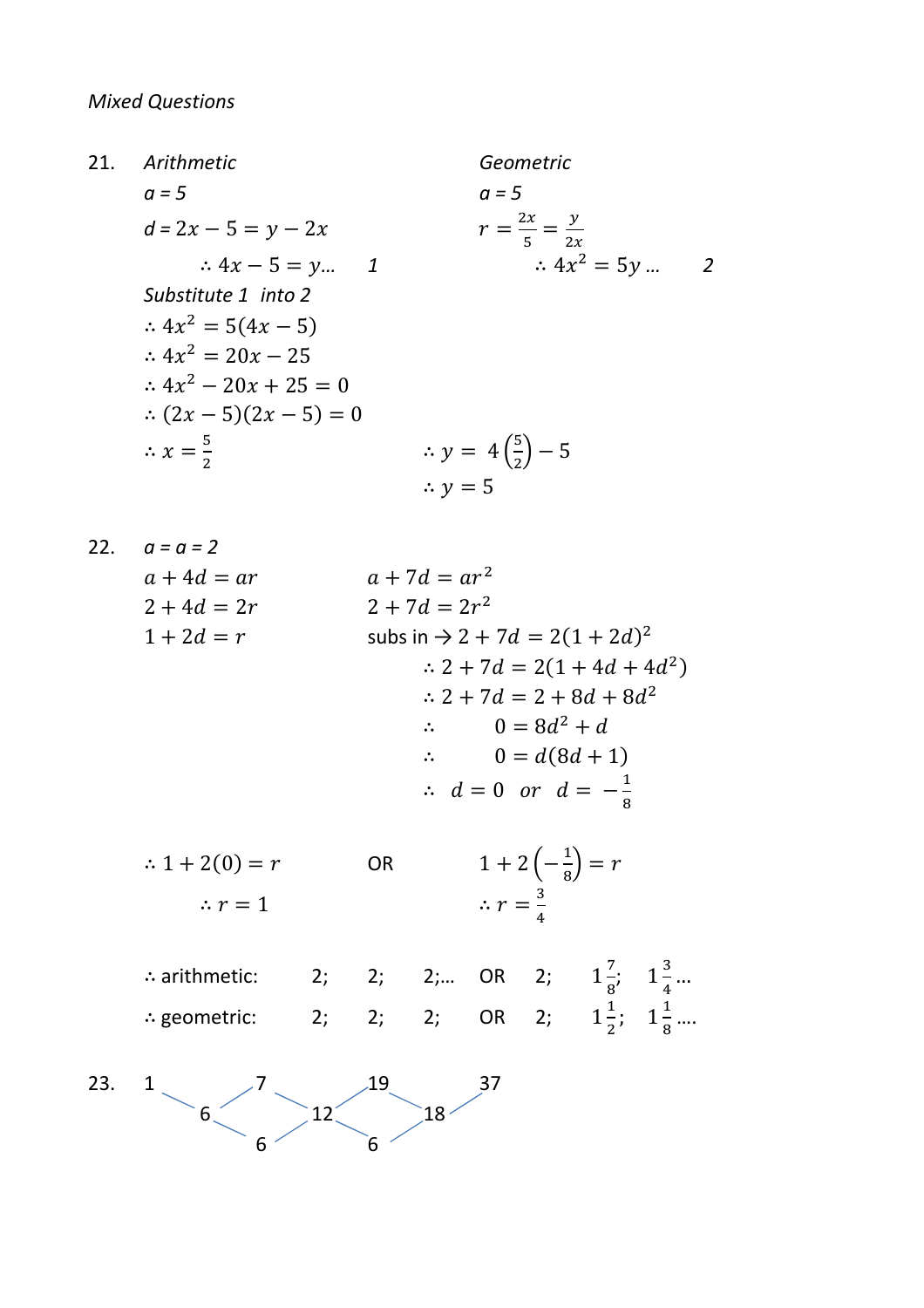*Mixed Questions*

21. *Arithmetic*

*a = 5*

$d = 2x - 5 = y - 2x$

$\therefore 4x - 5 = y \ldots \quad 1$

*Geometric*

*a = 5*

$r = \frac{2x}{5} = \frac{y}{2x}$

$\therefore 4x^2 = 5y \ldots \quad 2$

*Substitute 1 into 2*

$\therefore 4x^2 = 5(4x - 5)$

$\therefore 4x^2 = 20x - 25$

$\therefore 4x^2 - 20x + 25 = 0$

$\therefore (2x - 5)(2x - 5) = 0$

$\therefore x = \frac{5}{2}$ $\qquad \therefore y = 4\left(\frac{5}{2}\right) - 5$

$\therefore y = 5$

22. *a = a = 2*

$a + 4d = ar \qquad a + 7d = ar^2$

$2 + 4d = 2r \qquad 2 + 7d = 2r^2$

$1 + 2d = r \qquad$ subs in → $2 + 7d = 2(1 + 2d)^2$

$\therefore 2 + 7d = 2(1 + 4d + 4d^2)$

$\therefore 2 + 7d = 2 + 8d + 8d^2$

$\therefore \quad 0 = 8d^2 + d$

$\therefore \quad 0 = d(8d + 1)$

$\therefore \quad d = 0 \quad or \quad d = -\frac{1}{8}$

$\therefore 1 + 2(0) = r \qquad$ OR $\qquad 1 + 2\left(-\frac{1}{8}\right) = r$

$\therefore r = 1 \qquad \qquad \therefore r = \frac{3}{4}$

$\therefore$ arithmetic: 2; 2; 2;... OR 2; $1\frac{7}{8}$; $1\frac{3}{4}$...

$\therefore$ geometric: 2; 2; 2; OR 2; $1\frac{1}{2}$; $1\frac{1}{8}$....

23. 1, 7, 19, 37

First differences: 6, 12, 18

Second differences: 6, 6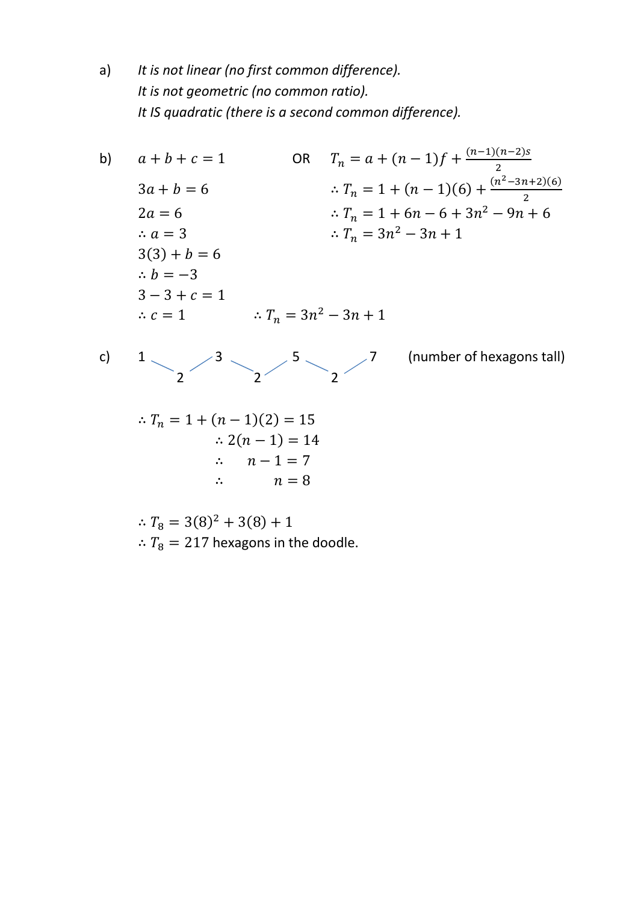a) *It is not linear (no first common difference).*
*It is not geometric (no common ratio).*
*It IS quadratic (there is a second common difference).*

b)

$a + b + c = 1$

$3a + b = 6$

$2a = 6$

$\therefore a = 3$

$3(3) + b = 6$

$\therefore b = -3$

$3 - 3 + c = 1$

$\therefore c = 1$ $\quad\quad \therefore T_n = 3n^2 - 3n + 1$

OR

$T_n = a + (n-1)f + \frac{(n-1)(n-2)s}{2}$

$\therefore T_n = 1 + (n-1)(6) + \frac{(n^2-3n+2)(6)}{2}$

$\therefore T_n = 1 + 6n - 6 + 3n^2 - 9n + 6$

$\therefore T_n = 3n^2 - 3n + 1$

c)

1 3 5 7 (number of hexagons tall)

2 2 2

$\therefore T_n = 1 + (n-1)(2) = 15$

$\therefore 2(n-1) = 14$

$\therefore \quad n - 1 = 7$

$\therefore \quad n = 8$

$\therefore T_8 = 3(8)^2 + 3(8) + 1$

$\therefore T_8 = 217$ hexagons in the doodle.